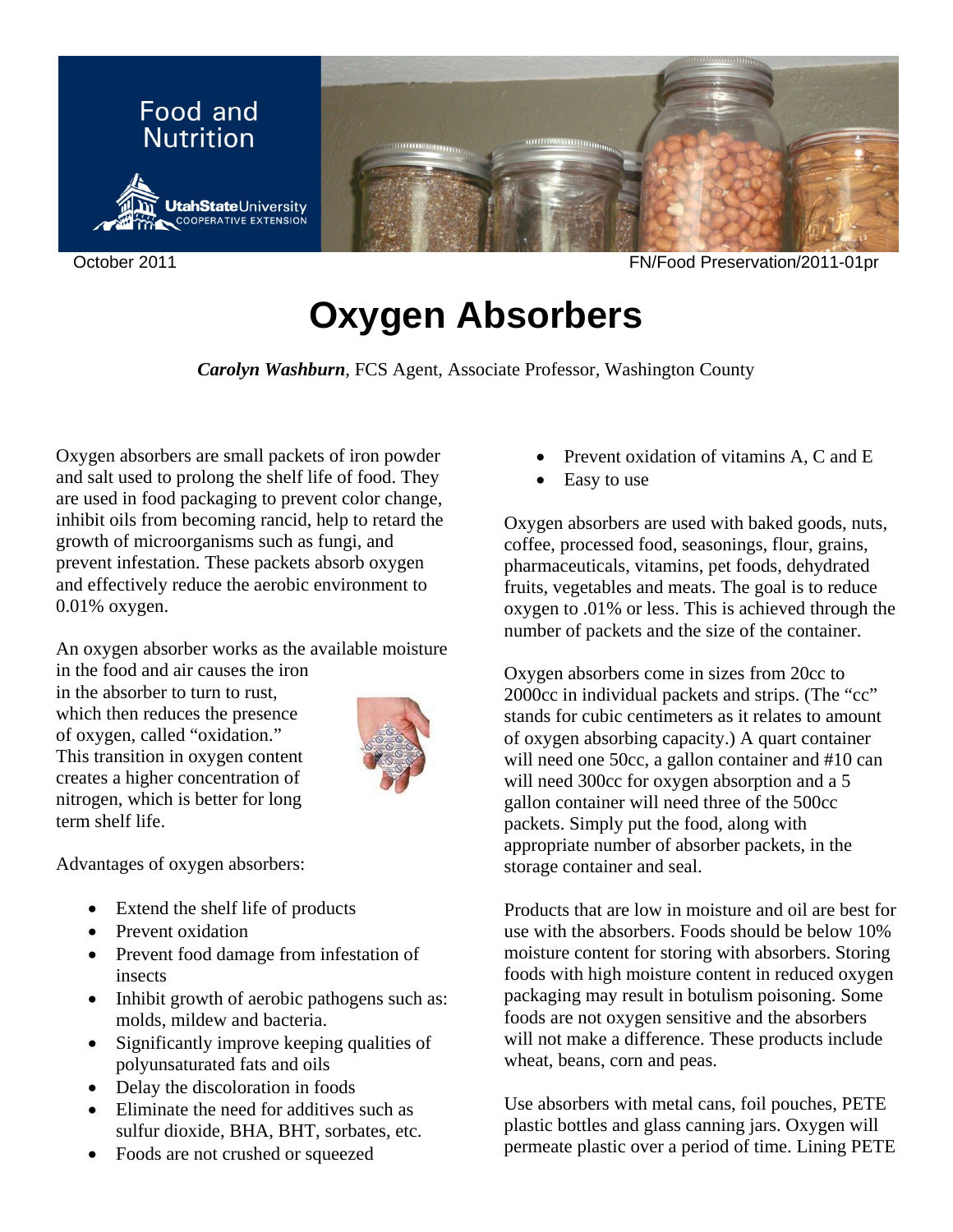Food and Nutrition

Utah State University Cooperative Extension

October 2011 FN/Food Preservation/2011-01pr

# Oxygen Absorbers

***Carolyn Washburn***, FCS Agent, Associate Professor, Washington County

Oxygen absorbers are small packets of iron powder and salt used to prolong the shelf life of food. They are used in food packaging to prevent color change, inhibit oils from becoming rancid, help to retard the growth of microorganisms such as fungi, and prevent infestation. These packets absorb oxygen and effectively reduce the aerobic environment to 0.01% oxygen.

An oxygen absorber works as the available moisture in the food and air causes the iron in the absorber to turn to rust, which then reduces the presence of oxygen, called "oxidation." This transition in oxygen content creates a higher concentration of nitrogen, which is better for long term shelf life.

Advantages of oxygen absorbers:

- Extend the shelf life of products
- Prevent oxidation
- Prevent food damage from infestation of insects
- Inhibit growth of aerobic pathogens such as: molds, mildew and bacteria.
- Significantly improve keeping qualities of polyunsaturated fats and oils
- Delay the discoloration in foods
- Eliminate the need for additives such as sulfur dioxide, BHA, BHT, sorbates, etc.
- Foods are not crushed or squeezed
- Prevent oxidation of vitamins A, C and E
- Easy to use

Oxygen absorbers are used with baked goods, nuts, coffee, processed food, seasonings, flour, grains, pharmaceuticals, vitamins, pet foods, dehydrated fruits, vegetables and meats. The goal is to reduce oxygen to .01% or less. This is achieved through the number of packets and the size of the container.

Oxygen absorbers come in sizes from 20cc to 2000cc in individual packets and strips. (The "cc" stands for cubic centimeters as it relates to amount of oxygen absorbing capacity.) A quart container will need one 50cc, a gallon container and #10 can will need 300cc for oxygen absorption and a 5 gallon container will need three of the 500cc packets. Simply put the food, along with appropriate number of absorber packets, in the storage container and seal.

Products that are low in moisture and oil are best for use with the absorbers. Foods should be below 10% moisture content for storing with absorbers. Storing foods with high moisture content in reduced oxygen packaging may result in botulism poisoning. Some foods are not oxygen sensitive and the absorbers will not make a difference. These products include wheat, beans, corn and peas.

Use absorbers with metal cans, foil pouches, PETE plastic bottles and glass canning jars. Oxygen will permeate plastic over a period of time. Lining PETE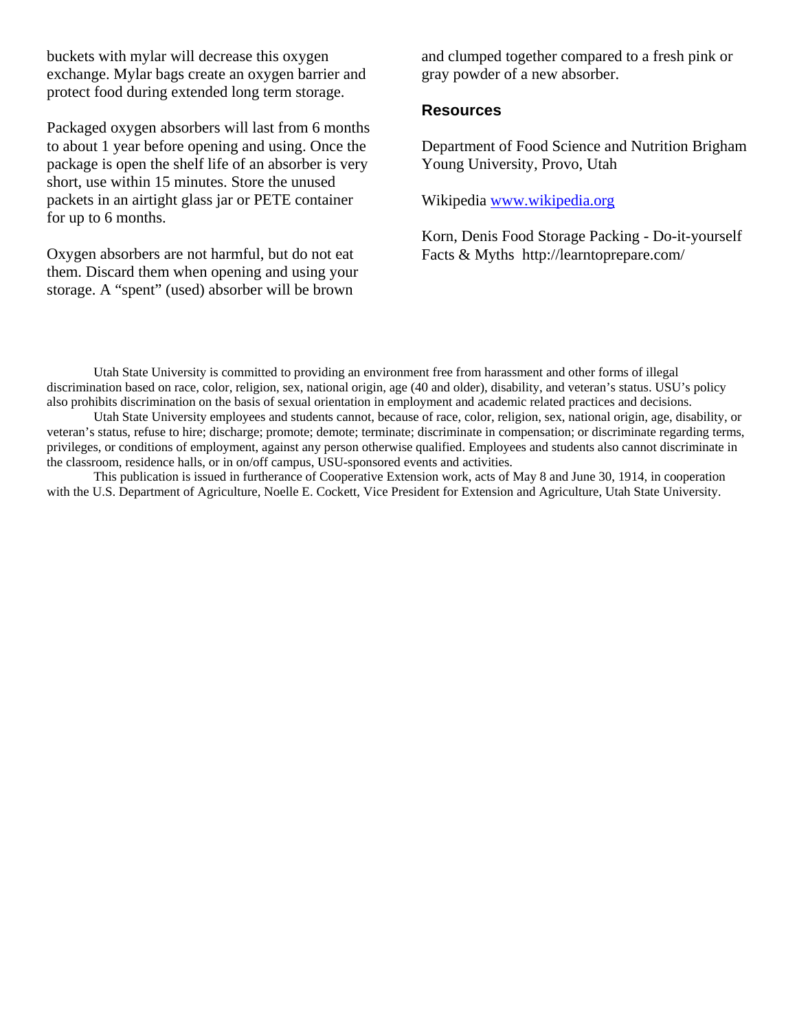buckets with mylar will decrease this oxygen exchange. Mylar bags create an oxygen barrier and protect food during extended long term storage.

Packaged oxygen absorbers will last from 6 months to about 1 year before opening and using. Once the package is open the shelf life of an absorber is very short, use within 15 minutes. Store the unused packets in an airtight glass jar or PETE container for up to 6 months.

Oxygen absorbers are not harmful, but do not eat them. Discard them when opening and using your storage. A "spent" (used) absorber will be brown and clumped together compared to a fresh pink or gray powder of a new absorber.

## Resources

Department of Food Science and Nutrition Brigham Young University, Provo, Utah

Wikipedia www.wikipedia.org

Korn, Denis Food Storage Packing - Do-it-yourself Facts & Myths http://learntoprepare.com/

Utah State University is committed to providing an environment free from harassment and other forms of illegal discrimination based on race, color, religion, sex, national origin, age (40 and older), disability, and veteran's status. USU's policy also prohibits discrimination on the basis of sexual orientation in employment and academic related practices and decisions.

Utah State University employees and students cannot, because of race, color, religion, sex, national origin, age, disability, or veteran's status, refuse to hire; discharge; promote; demote; terminate; discriminate in compensation; or discriminate regarding terms, privileges, or conditions of employment, against any person otherwise qualified. Employees and students also cannot discriminate in the classroom, residence halls, or in on/off campus, USU-sponsored events and activities.

This publication is issued in furtherance of Cooperative Extension work, acts of May 8 and June 30, 1914, in cooperation with the U.S. Department of Agriculture, Noelle E. Cockett, Vice President for Extension and Agriculture, Utah State University.